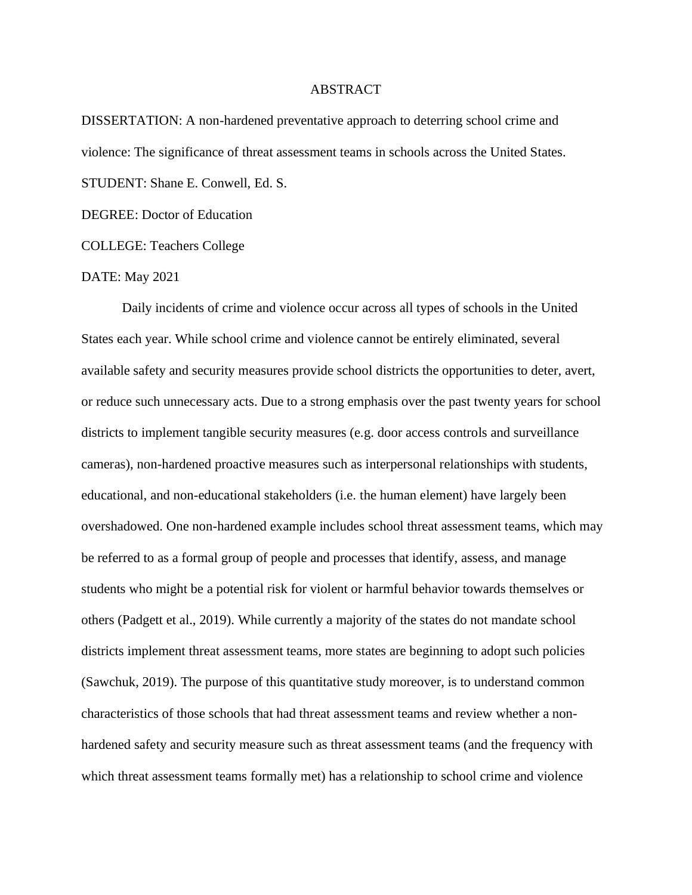# ABSTRACT

DISSERTATION: A non-hardened preventative approach to deterring school crime and violence: The significance of threat assessment teams in schools across the United States.

STUDENT: Shane E. Conwell, Ed. S.

DEGREE: Doctor of Education

COLLEGE: Teachers College

DATE: May 2021

Daily incidents of crime and violence occur across all types of schools in the United States each year. While school crime and violence cannot be entirely eliminated, several available safety and security measures provide school districts the opportunities to deter, avert, or reduce such unnecessary acts. Due to a strong emphasis over the past twenty years for school districts to implement tangible security measures (e.g. door access controls and surveillance cameras), non-hardened proactive measures such as interpersonal relationships with students, educational, and non-educational stakeholders (i.e. the human element) have largely been overshadowed. One non-hardened example includes school threat assessment teams, which may be referred to as a formal group of people and processes that identify, assess, and manage students who might be a potential risk for violent or harmful behavior towards themselves or others (Padgett et al., 2019). While currently a majority of the states do not mandate school districts implement threat assessment teams, more states are beginning to adopt such policies (Sawchuk, 2019). The purpose of this quantitative study moreover, is to understand common characteristics of those schools that had threat assessment teams and review whether a non-hardened safety and security measure such as threat assessment teams (and the frequency with which threat assessment teams formally met) has a relationship to school crime and violence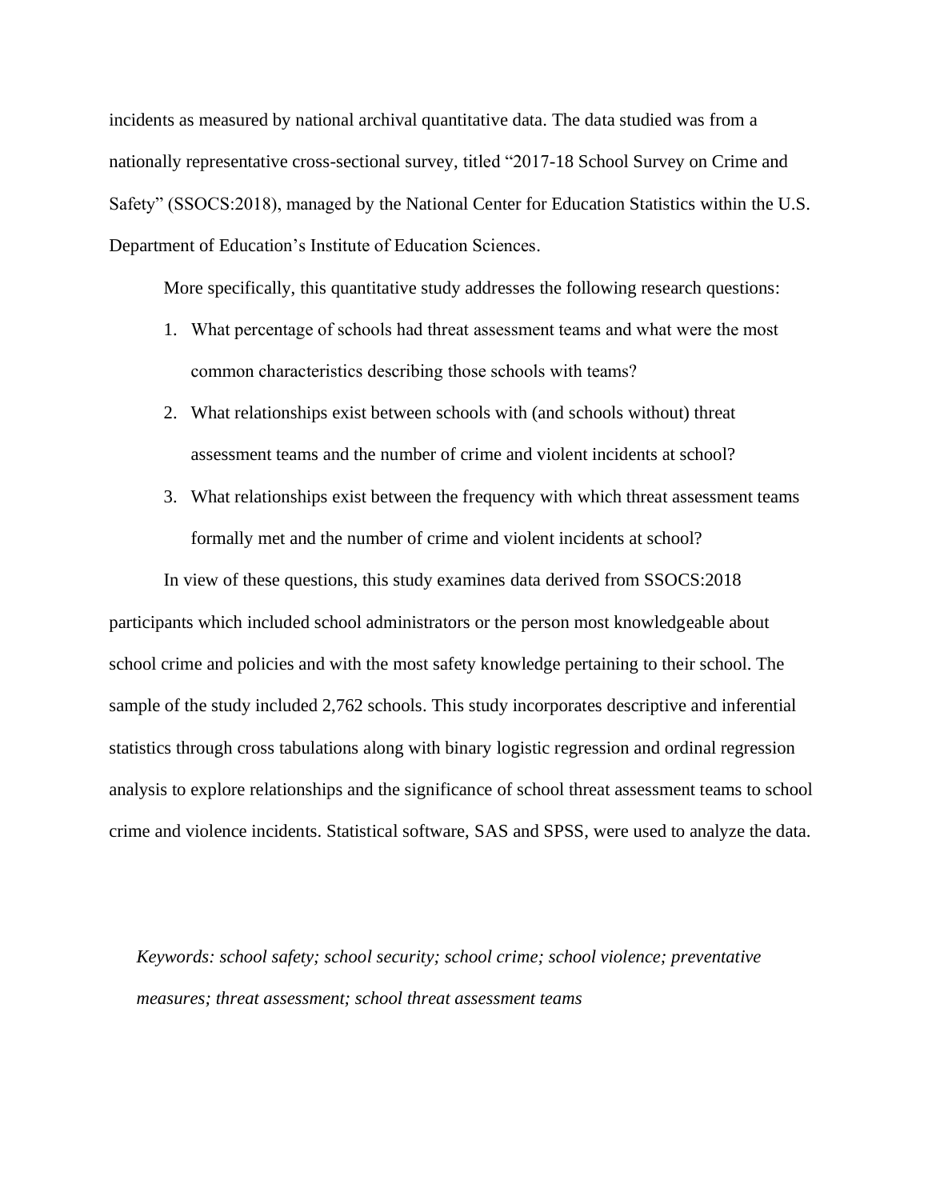incidents as measured by national archival quantitative data. The data studied was from a nationally representative cross-sectional survey, titled "2017-18 School Survey on Crime and Safety" (SSOCS:2018), managed by the National Center for Education Statistics within the U.S. Department of Education's Institute of Education Sciences.

More specifically, this quantitative study addresses the following research questions:

1. What percentage of schools had threat assessment teams and what were the most common characteristics describing those schools with teams?
2. What relationships exist between schools with (and schools without) threat assessment teams and the number of crime and violent incidents at school?
3. What relationships exist between the frequency with which threat assessment teams formally met and the number of crime and violent incidents at school?

In view of these questions, this study examines data derived from SSOCS:2018 participants which included school administrators or the person most knowledgeable about school crime and policies and with the most safety knowledge pertaining to their school. The sample of the study included 2,762 schools. This study incorporates descriptive and inferential statistics through cross tabulations along with binary logistic regression and ordinal regression analysis to explore relationships and the significance of school threat assessment teams to school crime and violence incidents. Statistical software, SAS and SPSS, were used to analyze the data.

*Keywords: school safety; school security; school crime; school violence; preventative measures; threat assessment; school threat assessment teams*